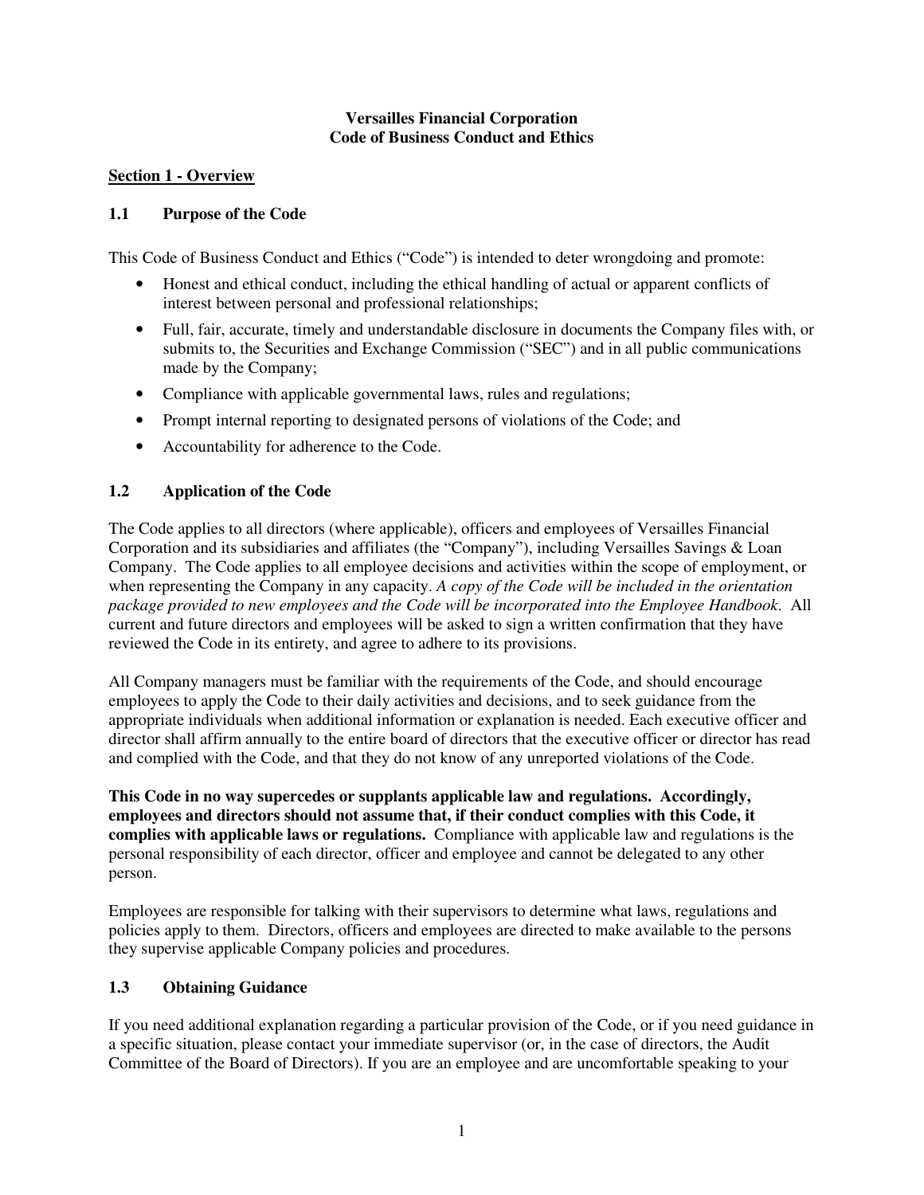# Versailles Financial Corporation
# Code of Business Conduct and Ethics

## Section 1 - Overview

### 1.1 Purpose of the Code

This Code of Business Conduct and Ethics ("Code") is intended to deter wrongdoing and promote:

- Honest and ethical conduct, including the ethical handling of actual or apparent conflicts of interest between personal and professional relationships;
- Full, fair, accurate, timely and understandable disclosure in documents the Company files with, or submits to, the Securities and Exchange Commission ("SEC") and in all public communications made by the Company;
- Compliance with applicable governmental laws, rules and regulations;
- Prompt internal reporting to designated persons of violations of the Code; and
- Accountability for adherence to the Code.

### 1.2 Application of the Code

The Code applies to all directors (where applicable), officers and employees of Versailles Financial Corporation and its subsidiaries and affiliates (the "Company"), including Versailles Savings & Loan Company. The Code applies to all employee decisions and activities within the scope of employment, or when representing the Company in any capacity. *A copy of the Code will be included in the orientation package provided to new employees and the Code will be incorporated into the Employee Handbook*. All current and future directors and employees will be asked to sign a written confirmation that they have reviewed the Code in its entirety, and agree to adhere to its provisions.

All Company managers must be familiar with the requirements of the Code, and should encourage employees to apply the Code to their daily activities and decisions, and to seek guidance from the appropriate individuals when additional information or explanation is needed. Each executive officer and director shall affirm annually to the entire board of directors that the executive officer or director has read and complied with the Code, and that they do not know of any unreported violations of the Code.

**This Code in no way supercedes or supplants applicable law and regulations. Accordingly, employees and directors should not assume that, if their conduct complies with this Code, it complies with applicable laws or regulations.** Compliance with applicable law and regulations is the personal responsibility of each director, officer and employee and cannot be delegated to any other person.

Employees are responsible for talking with their supervisors to determine what laws, regulations and policies apply to them. Directors, officers and employees are directed to make available to the persons they supervise applicable Company policies and procedures.

### 1.3 Obtaining Guidance

If you need additional explanation regarding a particular provision of the Code, or if you need guidance in a specific situation, please contact your immediate supervisor (or, in the case of directors, the Audit Committee of the Board of Directors). If you are an employee and are uncomfortable speaking to your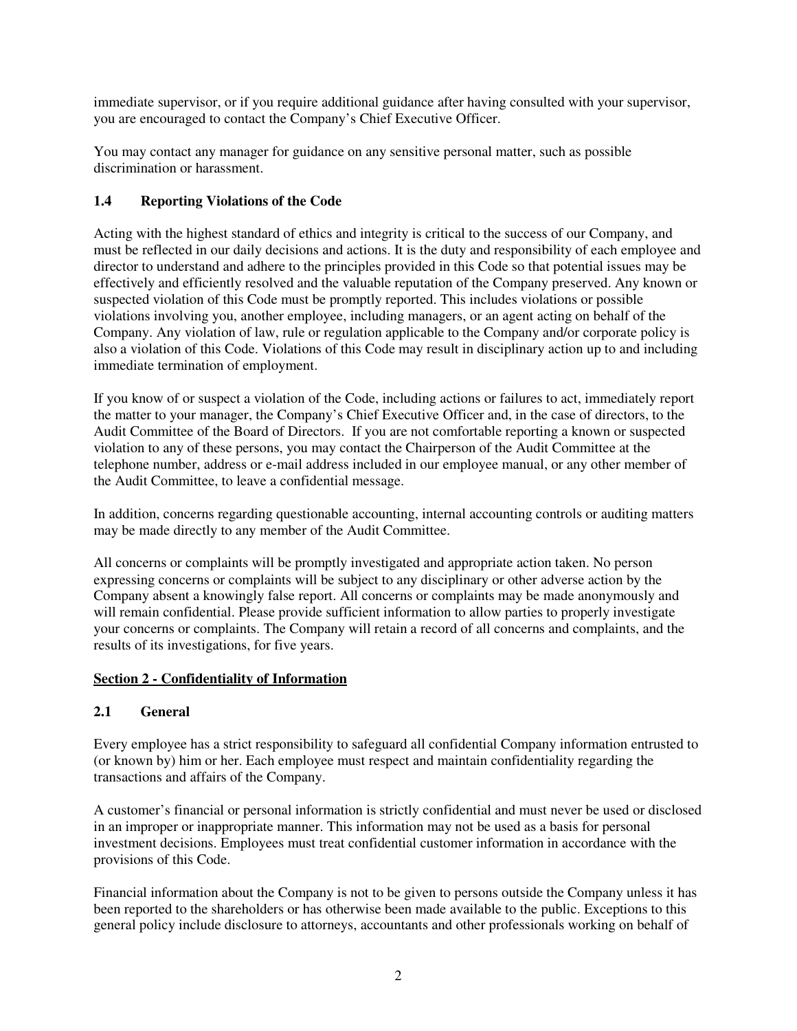immediate supervisor, or if you require additional guidance after having consulted with your supervisor, you are encouraged to contact the Company's Chief Executive Officer.

You may contact any manager for guidance on any sensitive personal matter, such as possible discrimination or harassment.

### 1.4 Reporting Violations of the Code

Acting with the highest standard of ethics and integrity is critical to the success of our Company, and must be reflected in our daily decisions and actions. It is the duty and responsibility of each employee and director to understand and adhere to the principles provided in this Code so that potential issues may be effectively and efficiently resolved and the valuable reputation of the Company preserved. Any known or suspected violation of this Code must be promptly reported. This includes violations or possible violations involving you, another employee, including managers, or an agent acting on behalf of the Company. Any violation of law, rule or regulation applicable to the Company and/or corporate policy is also a violation of this Code. Violations of this Code may result in disciplinary action up to and including immediate termination of employment.

If you know of or suspect a violation of the Code, including actions or failures to act, immediately report the matter to your manager, the Company's Chief Executive Officer and, in the case of directors, to the Audit Committee of the Board of Directors. If you are not comfortable reporting a known or suspected violation to any of these persons, you may contact the Chairperson of the Audit Committee at the telephone number, address or e-mail address included in our employee manual, or any other member of the Audit Committee, to leave a confidential message.

In addition, concerns regarding questionable accounting, internal accounting controls or auditing matters may be made directly to any member of the Audit Committee.

All concerns or complaints will be promptly investigated and appropriate action taken. No person expressing concerns or complaints will be subject to any disciplinary or other adverse action by the Company absent a knowingly false report. All concerns or complaints may be made anonymously and will remain confidential. Please provide sufficient information to allow parties to properly investigate your concerns or complaints. The Company will retain a record of all concerns and complaints, and the results of its investigations, for five years.

## Section 2 - Confidentiality of Information

### 2.1 General

Every employee has a strict responsibility to safeguard all confidential Company information entrusted to (or known by) him or her. Each employee must respect and maintain confidentiality regarding the transactions and affairs of the Company.

A customer's financial or personal information is strictly confidential and must never be used or disclosed in an improper or inappropriate manner. This information may not be used as a basis for personal investment decisions. Employees must treat confidential customer information in accordance with the provisions of this Code.

Financial information about the Company is not to be given to persons outside the Company unless it has been reported to the shareholders or has otherwise been made available to the public. Exceptions to this general policy include disclosure to attorneys, accountants and other professionals working on behalf of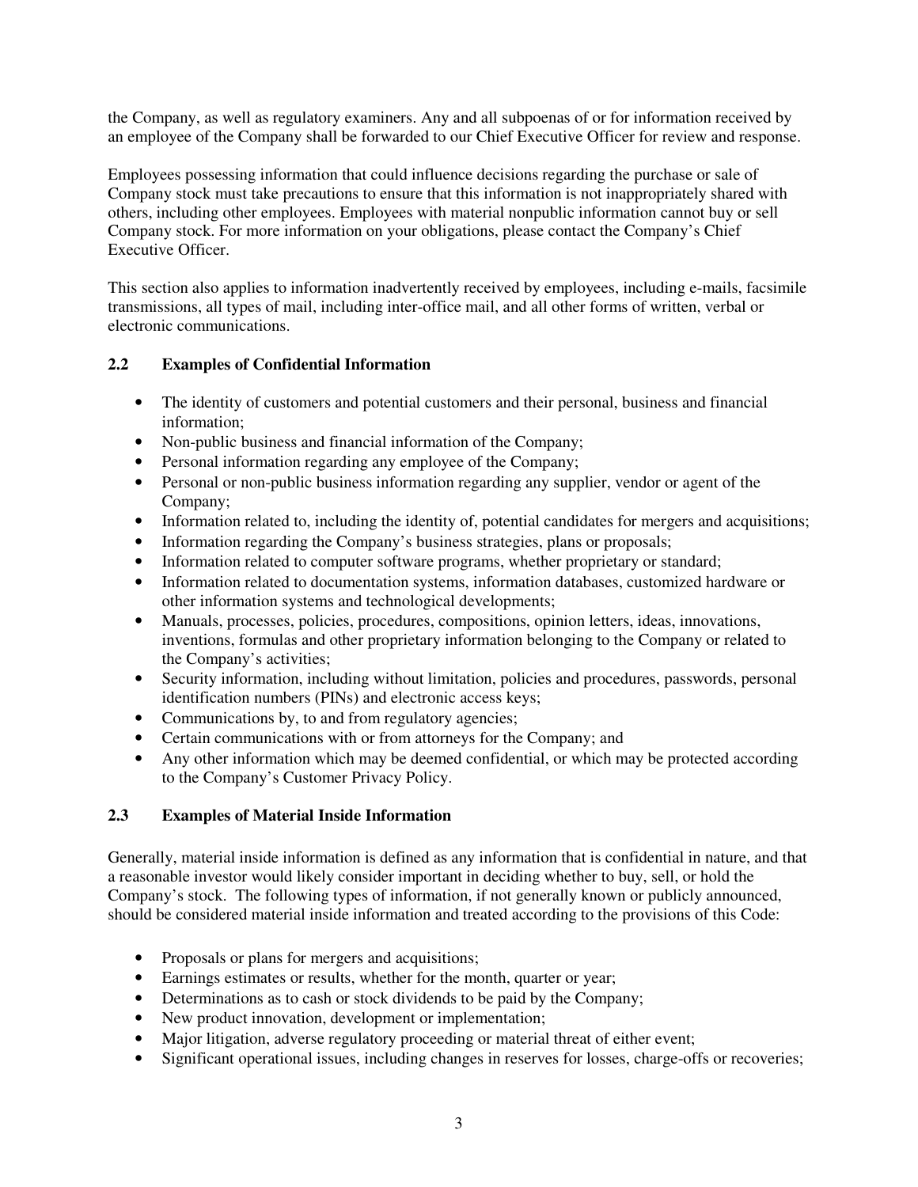the Company, as well as regulatory examiners. Any and all subpoenas of or for information received by an employee of the Company shall be forwarded to our Chief Executive Officer for review and response.

Employees possessing information that could influence decisions regarding the purchase or sale of Company stock must take precautions to ensure that this information is not inappropriately shared with others, including other employees. Employees with material nonpublic information cannot buy or sell Company stock. For more information on your obligations, please contact the Company's Chief Executive Officer.

This section also applies to information inadvertently received by employees, including e-mails, facsimile transmissions, all types of mail, including inter-office mail, and all other forms of written, verbal or electronic communications.

### 2.2 Examples of Confidential Information

- The identity of customers and potential customers and their personal, business and financial information;
- Non-public business and financial information of the Company;
- Personal information regarding any employee of the Company;
- Personal or non-public business information regarding any supplier, vendor or agent of the Company;
- Information related to, including the identity of, potential candidates for mergers and acquisitions;
- Information regarding the Company's business strategies, plans or proposals;
- Information related to computer software programs, whether proprietary or standard;
- Information related to documentation systems, information databases, customized hardware or other information systems and technological developments;
- Manuals, processes, policies, procedures, compositions, opinion letters, ideas, innovations, inventions, formulas and other proprietary information belonging to the Company or related to the Company's activities;
- Security information, including without limitation, policies and procedures, passwords, personal identification numbers (PINs) and electronic access keys;
- Communications by, to and from regulatory agencies;
- Certain communications with or from attorneys for the Company; and
- Any other information which may be deemed confidential, or which may be protected according to the Company's Customer Privacy Policy.

### 2.3 Examples of Material Inside Information

Generally, material inside information is defined as any information that is confidential in nature, and that a reasonable investor would likely consider important in deciding whether to buy, sell, or hold the Company's stock. The following types of information, if not generally known or publicly announced, should be considered material inside information and treated according to the provisions of this Code:

- Proposals or plans for mergers and acquisitions;
- Earnings estimates or results, whether for the month, quarter or year;
- Determinations as to cash or stock dividends to be paid by the Company;
- New product innovation, development or implementation;
- Major litigation, adverse regulatory proceeding or material threat of either event;
- Significant operational issues, including changes in reserves for losses, charge-offs or recoveries;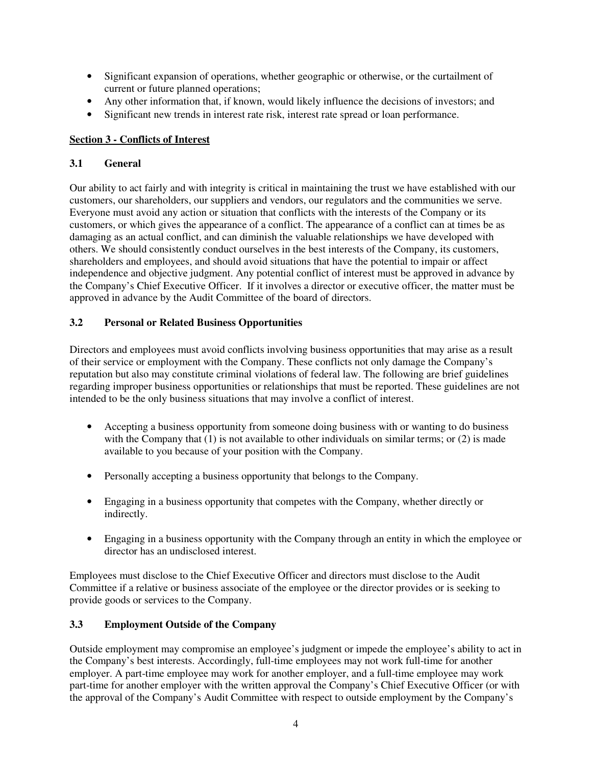- Significant expansion of operations, whether geographic or otherwise, or the curtailment of current or future planned operations;
- Any other information that, if known, would likely influence the decisions of investors; and
- Significant new trends in interest rate risk, interest rate spread or loan performance.

## Section 3 - Conflicts of Interest

### 3.1 General

Our ability to act fairly and with integrity is critical in maintaining the trust we have established with our customers, our shareholders, our suppliers and vendors, our regulators and the communities we serve. Everyone must avoid any action or situation that conflicts with the interests of the Company or its customers, or which gives the appearance of a conflict. The appearance of a conflict can at times be as damaging as an actual conflict, and can diminish the valuable relationships we have developed with others. We should consistently conduct ourselves in the best interests of the Company, its customers, shareholders and employees, and should avoid situations that have the potential to impair or affect independence and objective judgment. Any potential conflict of interest must be approved in advance by the Company's Chief Executive Officer. If it involves a director or executive officer, the matter must be approved in advance by the Audit Committee of the board of directors.

### 3.2 Personal or Related Business Opportunities

Directors and employees must avoid conflicts involving business opportunities that may arise as a result of their service or employment with the Company. These conflicts not only damage the Company's reputation but also may constitute criminal violations of federal law. The following are brief guidelines regarding improper business opportunities or relationships that must be reported. These guidelines are not intended to be the only business situations that may involve a conflict of interest.

- Accepting a business opportunity from someone doing business with or wanting to do business with the Company that (1) is not available to other individuals on similar terms; or (2) is made available to you because of your position with the Company.

- Personally accepting a business opportunity that belongs to the Company.

- Engaging in a business opportunity that competes with the Company, whether directly or indirectly.

- Engaging in a business opportunity with the Company through an entity in which the employee or director has an undisclosed interest.

Employees must disclose to the Chief Executive Officer and directors must disclose to the Audit Committee if a relative or business associate of the employee or the director provides or is seeking to provide goods or services to the Company.

### 3.3 Employment Outside of the Company

Outside employment may compromise an employee's judgment or impede the employee's ability to act in the Company's best interests. Accordingly, full-time employees may not work full-time for another employer. A part-time employee may work for another employer, and a full-time employee may work part-time for another employer with the written approval the Company's Chief Executive Officer (or with the approval of the Company's Audit Committee with respect to outside employment by the Company's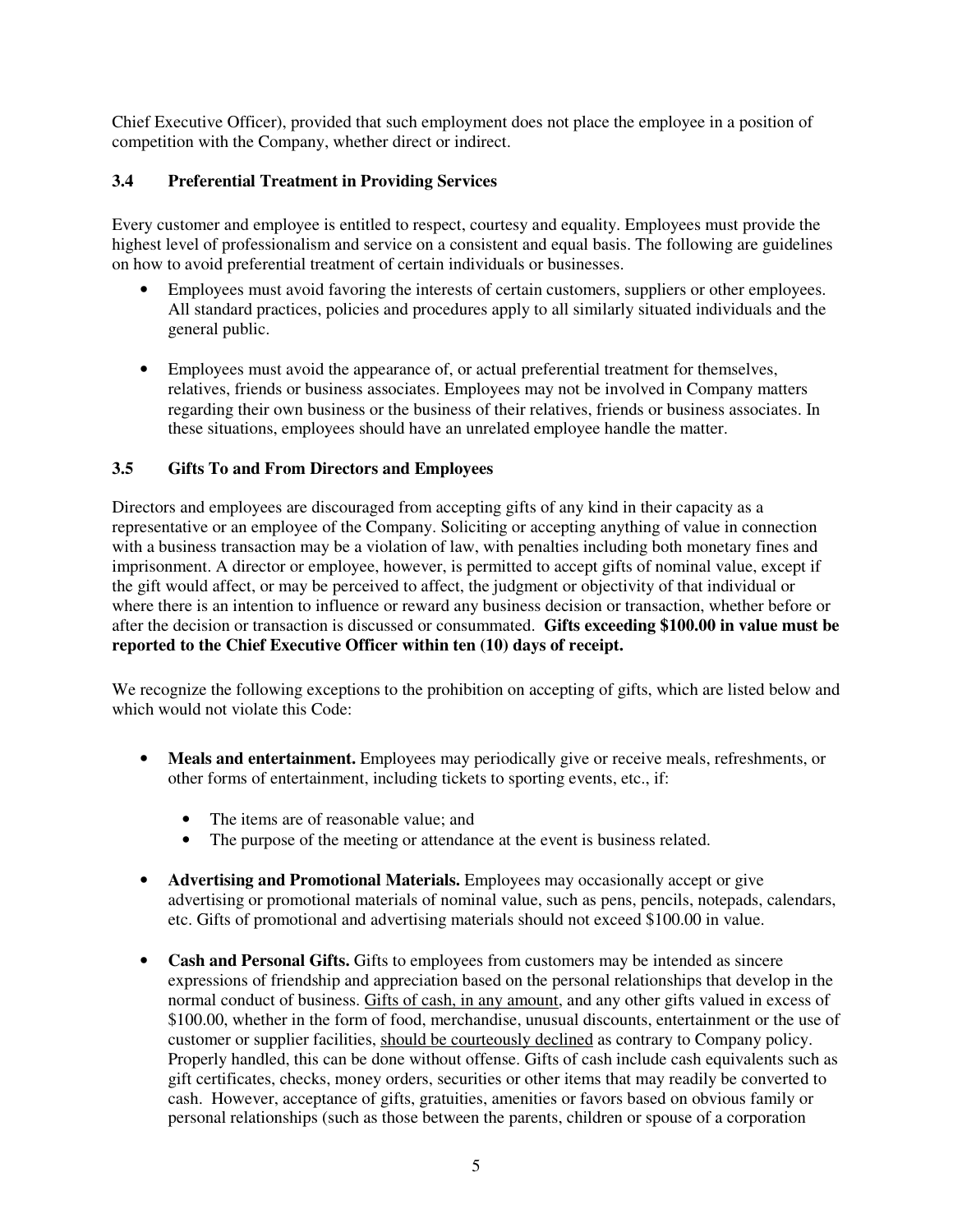Chief Executive Officer), provided that such employment does not place the employee in a position of competition with the Company, whether direct or indirect.

### 3.4 Preferential Treatment in Providing Services

Every customer and employee is entitled to respect, courtesy and equality. Employees must provide the highest level of professionalism and service on a consistent and equal basis. The following are guidelines on how to avoid preferential treatment of certain individuals or businesses.

- Employees must avoid favoring the interests of certain customers, suppliers or other employees. All standard practices, policies and procedures apply to all similarly situated individuals and the general public.

- Employees must avoid the appearance of, or actual preferential treatment for themselves, relatives, friends or business associates. Employees may not be involved in Company matters regarding their own business or the business of their relatives, friends or business associates. In these situations, employees should have an unrelated employee handle the matter.

### 3.5 Gifts To and From Directors and Employees

Directors and employees are discouraged from accepting gifts of any kind in their capacity as a representative or an employee of the Company. Soliciting or accepting anything of value in connection with a business transaction may be a violation of law, with penalties including both monetary fines and imprisonment. A director or employee, however, is permitted to accept gifts of nominal value, except if the gift would affect, or may be perceived to affect, the judgment or objectivity of that individual or where there is an intention to influence or reward any business decision or transaction, whether before or after the decision or transaction is discussed or consummated. **Gifts exceeding $100.00 in value must be reported to the Chief Executive Officer within ten (10) days of receipt.**

We recognize the following exceptions to the prohibition on accepting of gifts, which are listed below and which would not violate this Code:

- **Meals and entertainment.** Employees may periodically give or receive meals, refreshments, or other forms of entertainment, including tickets to sporting events, etc., if:
  - The items are of reasonable value; and
  - The purpose of the meeting or attendance at the event is business related.

- **Advertising and Promotional Materials.** Employees may occasionally accept or give advertising or promotional materials of nominal value, such as pens, pencils, notepads, calendars, etc. Gifts of promotional and advertising materials should not exceed $100.00 in value.

- **Cash and Personal Gifts.** Gifts to employees from customers may be intended as sincere expressions of friendship and appreciation based on the personal relationships that develop in the normal conduct of business. <u>Gifts of cash, in any amount</u>, and any other gifts valued in excess of $100.00, whether in the form of food, merchandise, unusual discounts, entertainment or the use of customer or supplier facilities, <u>should be courteously declined</u> as contrary to Company policy. Properly handled, this can be done without offense. Gifts of cash include cash equivalents such as gift certificates, checks, money orders, securities or other items that may readily be converted to cash. However, acceptance of gifts, gratuities, amenities or favors based on obvious family or personal relationships (such as those between the parents, children or spouse of a corporation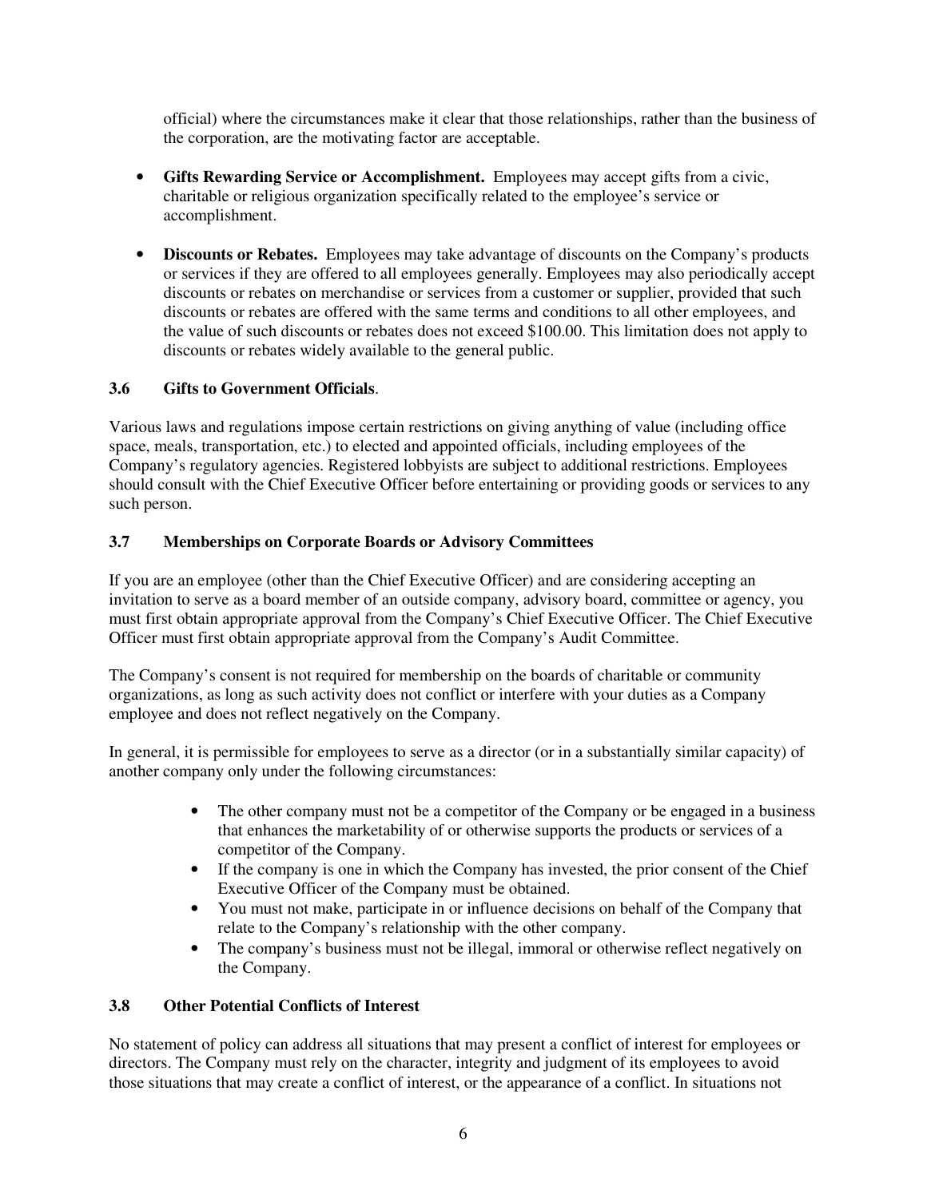official) where the circumstances make it clear that those relationships, rather than the business of the corporation, are the motivating factor are acceptable.

- **Gifts Rewarding Service or Accomplishment.** Employees may accept gifts from a civic, charitable or religious organization specifically related to the employee's service or accomplishment.

- **Discounts or Rebates.** Employees may take advantage of discounts on the Company's products or services if they are offered to all employees generally. Employees may also periodically accept discounts or rebates on merchandise or services from a customer or supplier, provided that such discounts or rebates are offered with the same terms and conditions to all other employees, and the value of such discounts or rebates does not exceed $100.00. This limitation does not apply to discounts or rebates widely available to the general public.

### 3.6 Gifts to Government Officials.

Various laws and regulations impose certain restrictions on giving anything of value (including office space, meals, transportation, etc.) to elected and appointed officials, including employees of the Company's regulatory agencies. Registered lobbyists are subject to additional restrictions. Employees should consult with the Chief Executive Officer before entertaining or providing goods or services to any such person.

### 3.7 Memberships on Corporate Boards or Advisory Committees

If you are an employee (other than the Chief Executive Officer) and are considering accepting an invitation to serve as a board member of an outside company, advisory board, committee or agency, you must first obtain appropriate approval from the Company's Chief Executive Officer. The Chief Executive Officer must first obtain appropriate approval from the Company's Audit Committee.

The Company's consent is not required for membership on the boards of charitable or community organizations, as long as such activity does not conflict or interfere with your duties as a Company employee and does not reflect negatively on the Company.

In general, it is permissible for employees to serve as a director (or in a substantially similar capacity) of another company only under the following circumstances:

- The other company must not be a competitor of the Company or be engaged in a business that enhances the marketability of or otherwise supports the products or services of a competitor of the Company.
- If the company is one in which the Company has invested, the prior consent of the Chief Executive Officer of the Company must be obtained.
- You must not make, participate in or influence decisions on behalf of the Company that relate to the Company's relationship with the other company.
- The company's business must not be illegal, immoral or otherwise reflect negatively on the Company.

### 3.8 Other Potential Conflicts of Interest

No statement of policy can address all situations that may present a conflict of interest for employees or directors. The Company must rely on the character, integrity and judgment of its employees to avoid those situations that may create a conflict of interest, or the appearance of a conflict. In situations not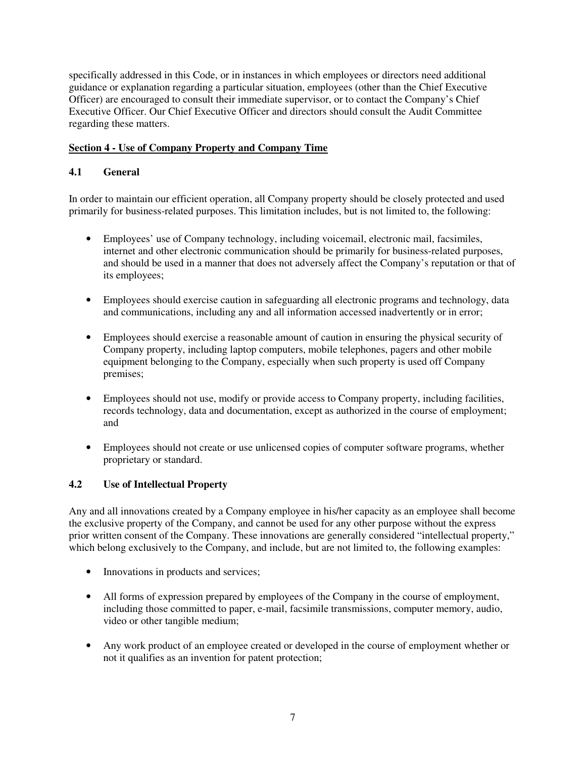specifically addressed in this Code, or in instances in which employees or directors need additional guidance or explanation regarding a particular situation, employees (other than the Chief Executive Officer) are encouraged to consult their immediate supervisor, or to contact the Company's Chief Executive Officer. Our Chief Executive Officer and directors should consult the Audit Committee regarding these matters.

## Section 4 - Use of Company Property and Company Time

### 4.1 General

In order to maintain our efficient operation, all Company property should be closely protected and used primarily for business-related purposes. This limitation includes, but is not limited to, the following:

- Employees' use of Company technology, including voicemail, electronic mail, facsimiles, internet and other electronic communication should be primarily for business-related purposes, and should be used in a manner that does not adversely affect the Company's reputation or that of its employees;

- Employees should exercise caution in safeguarding all electronic programs and technology, data and communications, including any and all information accessed inadvertently or in error;

- Employees should exercise a reasonable amount of caution in ensuring the physical security of Company property, including laptop computers, mobile telephones, pagers and other mobile equipment belonging to the Company, especially when such property is used off Company premises;

- Employees should not use, modify or provide access to Company property, including facilities, records technology, data and documentation, except as authorized in the course of employment; and

- Employees should not create or use unlicensed copies of computer software programs, whether proprietary or standard.

### 4.2 Use of Intellectual Property

Any and all innovations created by a Company employee in his/her capacity as an employee shall become the exclusive property of the Company, and cannot be used for any other purpose without the express prior written consent of the Company. These innovations are generally considered "intellectual property," which belong exclusively to the Company, and include, but are not limited to, the following examples:

- Innovations in products and services;

- All forms of expression prepared by employees of the Company in the course of employment, including those committed to paper, e-mail, facsimile transmissions, computer memory, audio, video or other tangible medium;

- Any work product of an employee created or developed in the course of employment whether or not it qualifies as an invention for patent protection;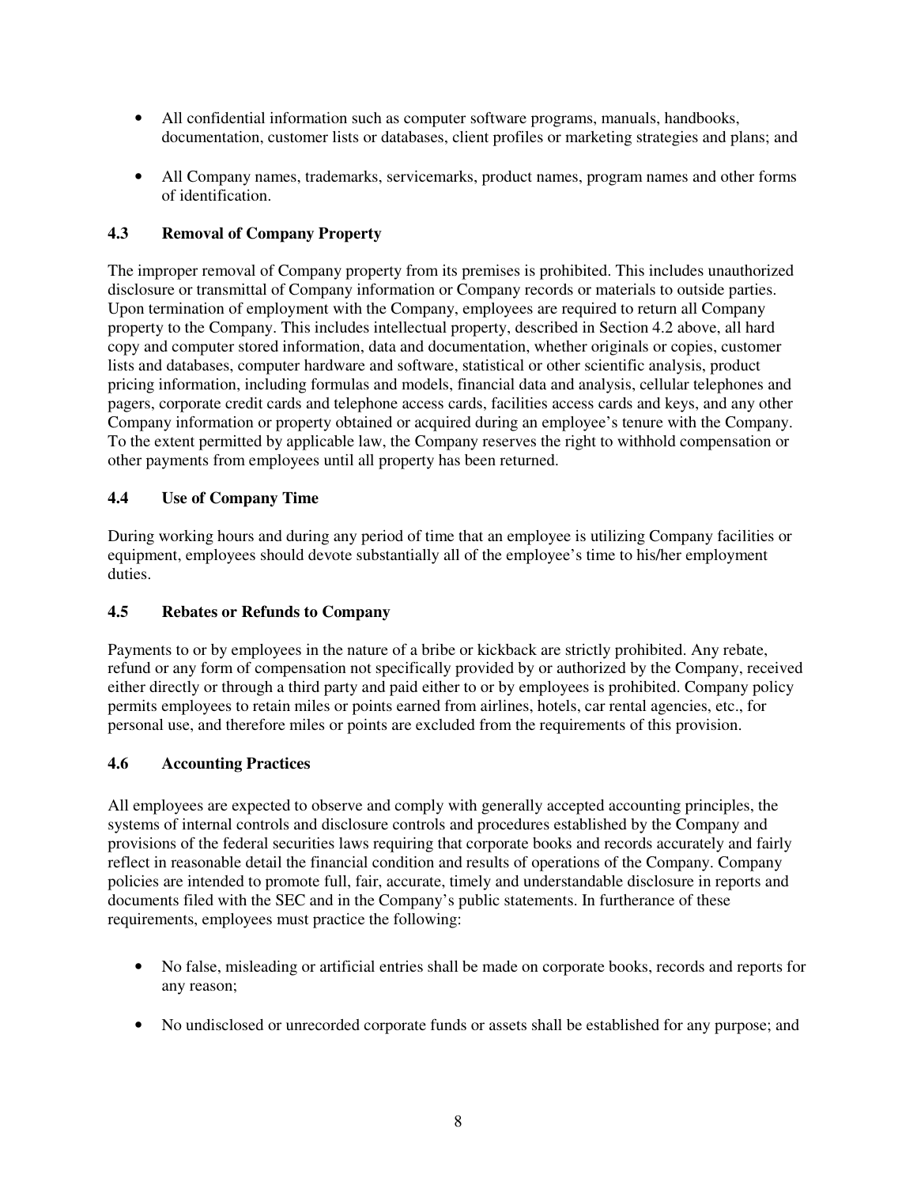- All confidential information such as computer software programs, manuals, handbooks, documentation, customer lists or databases, client profiles or marketing strategies and plans; and

- All Company names, trademarks, servicemarks, product names, program names and other forms of identification.

### 4.3 Removal of Company Property

The improper removal of Company property from its premises is prohibited. This includes unauthorized disclosure or transmittal of Company information or Company records or materials to outside parties. Upon termination of employment with the Company, employees are required to return all Company property to the Company. This includes intellectual property, described in Section 4.2 above, all hard copy and computer stored information, data and documentation, whether originals or copies, customer lists and databases, computer hardware and software, statistical or other scientific analysis, product pricing information, including formulas and models, financial data and analysis, cellular telephones and pagers, corporate credit cards and telephone access cards, facilities access cards and keys, and any other Company information or property obtained or acquired during an employee's tenure with the Company. To the extent permitted by applicable law, the Company reserves the right to withhold compensation or other payments from employees until all property has been returned.

### 4.4 Use of Company Time

During working hours and during any period of time that an employee is utilizing Company facilities or equipment, employees should devote substantially all of the employee's time to his/her employment duties.

### 4.5 Rebates or Refunds to Company

Payments to or by employees in the nature of a bribe or kickback are strictly prohibited. Any rebate, refund or any form of compensation not specifically provided by or authorized by the Company, received either directly or through a third party and paid either to or by employees is prohibited. Company policy permits employees to retain miles or points earned from airlines, hotels, car rental agencies, etc., for personal use, and therefore miles or points are excluded from the requirements of this provision.

### 4.6 Accounting Practices

All employees are expected to observe and comply with generally accepted accounting principles, the systems of internal controls and disclosure controls and procedures established by the Company and provisions of the federal securities laws requiring that corporate books and records accurately and fairly reflect in reasonable detail the financial condition and results of operations of the Company. Company policies are intended to promote full, fair, accurate, timely and understandable disclosure in reports and documents filed with the SEC and in the Company's public statements. In furtherance of these requirements, employees must practice the following:

- No false, misleading or artificial entries shall be made on corporate books, records and reports for any reason;

- No undisclosed or unrecorded corporate funds or assets shall be established for any purpose; and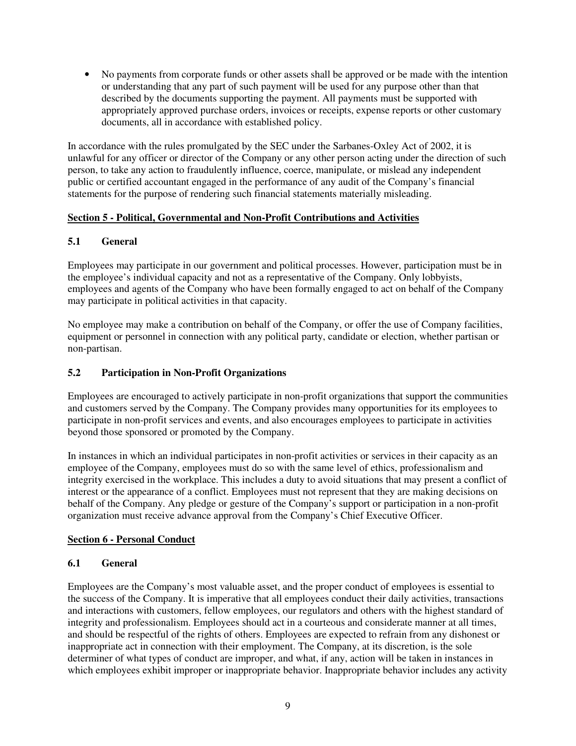- No payments from corporate funds or other assets shall be approved or be made with the intention or understanding that any part of such payment will be used for any purpose other than that described by the documents supporting the payment. All payments must be supported with appropriately approved purchase orders, invoices or receipts, expense reports or other customary documents, all in accordance with established policy.

In accordance with the rules promulgated by the SEC under the Sarbanes-Oxley Act of 2002, it is unlawful for any officer or director of the Company or any other person acting under the direction of such person, to take any action to fraudulently influence, coerce, manipulate, or mislead any independent public or certified accountant engaged in the performance of any audit of the Company's financial statements for the purpose of rendering such financial statements materially misleading.

## Section 5 - Political, Governmental and Non-Profit Contributions and Activities

### 5.1 General

Employees may participate in our government and political processes. However, participation must be in the employee's individual capacity and not as a representative of the Company. Only lobbyists, employees and agents of the Company who have been formally engaged to act on behalf of the Company may participate in political activities in that capacity.

No employee may make a contribution on behalf of the Company, or offer the use of Company facilities, equipment or personnel in connection with any political party, candidate or election, whether partisan or non-partisan.

### 5.2 Participation in Non-Profit Organizations

Employees are encouraged to actively participate in non-profit organizations that support the communities and customers served by the Company. The Company provides many opportunities for its employees to participate in non-profit services and events, and also encourages employees to participate in activities beyond those sponsored or promoted by the Company.

In instances in which an individual participates in non-profit activities or services in their capacity as an employee of the Company, employees must do so with the same level of ethics, professionalism and integrity exercised in the workplace. This includes a duty to avoid situations that may present a conflict of interest or the appearance of a conflict. Employees must not represent that they are making decisions on behalf of the Company. Any pledge or gesture of the Company's support or participation in a non-profit organization must receive advance approval from the Company's Chief Executive Officer.

## Section 6 - Personal Conduct

### 6.1 General

Employees are the Company's most valuable asset, and the proper conduct of employees is essential to the success of the Company. It is imperative that all employees conduct their daily activities, transactions and interactions with customers, fellow employees, our regulators and others with the highest standard of integrity and professionalism. Employees should act in a courteous and considerate manner at all times, and should be respectful of the rights of others. Employees are expected to refrain from any dishonest or inappropriate act in connection with their employment. The Company, at its discretion, is the sole determiner of what types of conduct are improper, and what, if any, action will be taken in instances in which employees exhibit improper or inappropriate behavior. Inappropriate behavior includes any activity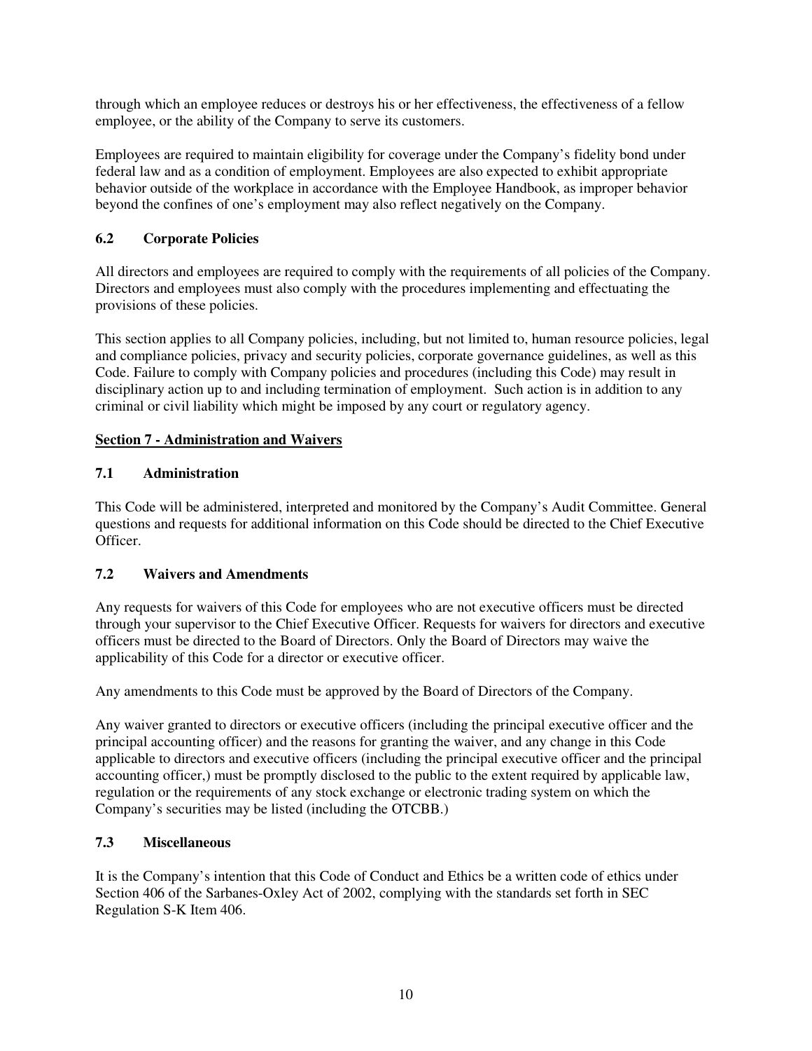through which an employee reduces or destroys his or her effectiveness, the effectiveness of a fellow employee, or the ability of the Company to serve its customers.

Employees are required to maintain eligibility for coverage under the Company's fidelity bond under federal law and as a condition of employment. Employees are also expected to exhibit appropriate behavior outside of the workplace in accordance with the Employee Handbook, as improper behavior beyond the confines of one's employment may also reflect negatively on the Company.

### 6.2 Corporate Policies

All directors and employees are required to comply with the requirements of all policies of the Company. Directors and employees must also comply with the procedures implementing and effectuating the provisions of these policies.

This section applies to all Company policies, including, but not limited to, human resource policies, legal and compliance policies, privacy and security policies, corporate governance guidelines, as well as this Code. Failure to comply with Company policies and procedures (including this Code) may result in disciplinary action up to and including termination of employment. Such action is in addition to any criminal or civil liability which might be imposed by any court or regulatory agency.

## Section 7 - Administration and Waivers

### 7.1 Administration

This Code will be administered, interpreted and monitored by the Company's Audit Committee. General questions and requests for additional information on this Code should be directed to the Chief Executive Officer.

### 7.2 Waivers and Amendments

Any requests for waivers of this Code for employees who are not executive officers must be directed through your supervisor to the Chief Executive Officer. Requests for waivers for directors and executive officers must be directed to the Board of Directors. Only the Board of Directors may waive the applicability of this Code for a director or executive officer.

Any amendments to this Code must be approved by the Board of Directors of the Company.

Any waiver granted to directors or executive officers (including the principal executive officer and the principal accounting officer) and the reasons for granting the waiver, and any change in this Code applicable to directors and executive officers (including the principal executive officer and the principal accounting officer,) must be promptly disclosed to the public to the extent required by applicable law, regulation or the requirements of any stock exchange or electronic trading system on which the Company's securities may be listed (including the OTCBB.)

### 7.3 Miscellaneous

It is the Company's intention that this Code of Conduct and Ethics be a written code of ethics under Section 406 of the Sarbanes-Oxley Act of 2002, complying with the standards set forth in SEC Regulation S-K Item 406.